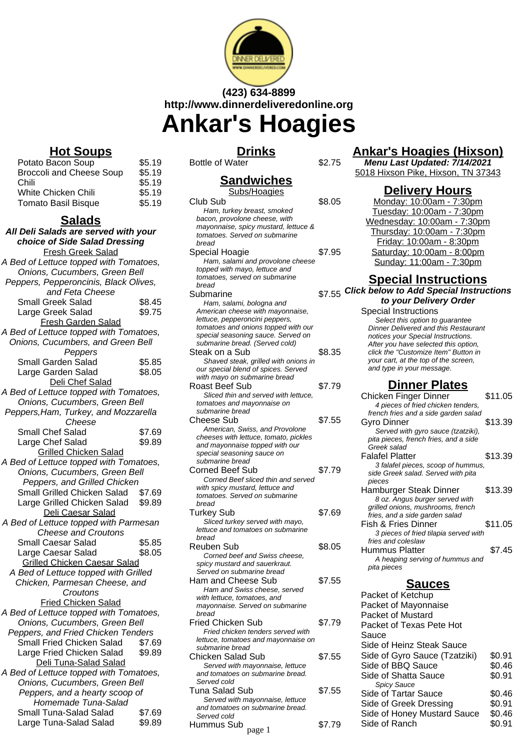(423) 634-8899
http://www.dinnerdeliveredonline.org

# Ankar's Hoagies

## Hot Soups

| Item | Price |
| --- | --- |
| Potato Bacon Soup | $5.19 |
| Broccoli and Cheese Soup | $5.19 |
| Chili | $5.19 |
| White Chicken Chili | $5.19 |
| Tomato Basil Bisque | $5.19 |

## Salads

***All Deli Salads are served with your choice of Side Salad Dressing***

### Fresh Greek Salad

*A Bed of Lettuce topped with Tomatoes, Onions, Cucumbers, Green Bell Peppers, Pepperoncinis, Black Olives, and Feta Cheese*

| Item | Price |
| --- | --- |
| Small Greek Salad | $8.45 |
| Large Greek Salad | $9.75 |

### Fresh Garden Salad

*A Bed of Lettuce topped with Tomatoes, Onions, Cucumbers, and Green Bell Peppers*

| Item | Price |
| --- | --- |
| Small Garden Salad | $5.85 |
| Large Garden Salad | $8.05 |

### Deli Chef Salad

*A Bed of Lettuce topped with Tomatoes, Onions, Cucumbers, Green Bell Peppers,Ham, Turkey, and Mozzarella Cheese*

| Item | Price |
| --- | --- |
| Small Chef Salad | $7.69 |
| Large Chef Salad | $9.89 |

### Grilled Chicken Salad

*A Bed of Lettuce topped with Tomatoes, Onions, Cucumbers, Green Bell Peppers, and Grilled Chicken*

| Item | Price |
| --- | --- |
| Small Grilled Chicken Salad | $7.69 |
| Large Grilled Chicken Salad | $9.89 |

### Deli Caesar Salad

*A Bed of Lettuce topped with Parmesan Cheese and Croutons*

| Item | Price |
| --- | --- |
| Small Caesar Salad | $5.85 |
| Large Caesar Salad | $8.05 |

### Grilled Chicken Caesar Salad

*A Bed of Lettuce topped with Grilled Chicken, Parmesan Cheese, and Croutons*

### Fried Chicken Salad

*A Bed of Lettuce topped with Tomatoes, Onions, Cucumbers, Green Bell Peppers, and Fried Chicken Tenders*

| Item | Price |
| --- | --- |
| Small Fried Chicken Salad | $7.69 |
| Large Fried Chicken Salad | $9.89 |

### Deli Tuna-Salad Salad

*A Bed of Lettuce topped with Tomatoes, Onions, Cucumbers, Green Bell Peppers, and a hearty scoop of Homemade Tuna-Salad*

| Item | Price |
| --- | --- |
| Small Tuna-Salad Salad | $7.69 |
| Large Tuna-Salad Salad | $9.89 |

## Drinks

| Item | Price |
| --- | --- |
| Bottle of Water | $2.75 |

## Sandwiches

### Subs/Hoagies

| Item | Price |
| --- | --- |
| Club Sub<br>*Ham, turkey breast, smoked bacon, provolone cheese, with mayonnaise, spicy mustard, lettuce & tomatoes. Served on submarine bread* | $8.05 |
| Special Hoagie<br>*Ham, salami and provolone cheese topped with mayo, lettuce and tomatoes, served on submarine bread* | $7.95 |
| Submarine<br>*Ham, salami, bologna and American cheese with mayonnaise, lettuce, pepperoncini peppers, tomatoes and onions topped with our special seasoning sauce. Served on submarine bread. (Served cold)* | $7.55 |
| Steak on a Sub<br>*Shaved steak, grilled with onions in our special blend of spices. Served with mayo on submarine bread* | $8.35 |
| Roast Beef Sub<br>*Sliced thin and served with lettuce, tomatoes and mayonnaise on submarine bread* | $7.79 |
| Cheese Sub<br>*American, Swiss, and Provolone cheeses with lettuce, tomato, pickles and mayonnaise topped with our special seasoning sauce on submarine bread* | $7.55 |
| Corned Beef Sub<br>*Corned Beef sliced thin and served with spicy mustard, lettuce and tomatoes. Served on submarine bread* | $7.79 |
| Turkey Sub<br>*Sliced turkey served with mayo, lettuce and tomatoes on submarine bread* | $7.69 |
| Reuben Sub<br>*Corned beef and Swiss cheese, spicy mustard and sauerkraut. Served on submarine bread* | $8.05 |
| Ham and Cheese Sub<br>*Ham and Swiss cheese, served with lettuce, tomatoes, and mayonnaise. Served on submarine bread* | $7.55 |
| Fried Chicken Sub<br>*Fried chicken tenders served with lettuce, tomatoes and mayonnaise on submarine bread* | $7.79 |
| Chicken Salad Sub<br>*Served with mayonnaise, lettuce and tomatoes on submarine bread. Served cold* | $7.55 |
| Tuna Salad Sub<br>*Served with mayonnaise, lettuce and tomatoes on submarine bread. Served cold* | $7.55 |
| Hummus Sub | $7.79 |

## Ankar's Hoagies (Hixson)

***Menu Last Updated: 7/14/2021***

5018 Hixson Pike, Hixson, TN 37343

## Delivery Hours

Monday: 10:00am - 7:30pm
Tuesday: 10:00am - 7:30pm
Wednesday: 10:00am - 7:30pm
Thursday: 10:00am - 7:30pm
Friday: 10:00am - 8:30pm
Saturday: 10:00am - 8:00pm
Sunday: 11:00am - 7:30pm

## Special Instructions

***Click below to Add Special Instructions to your Delivery Order***

Special Instructions
*Select this option to guarantee Dinner Delivered and this Restaurant notices your Special Instructions. After you have selected this option, click the "Customize Item" Button in your cart, at the top of the screen, and type in your message.*

## Dinner Plates

| Item | Price |
| --- | --- |
| Chicken Finger Dinner<br>*4 pieces of fried chicken tenders, french fries and a side garden salad* | $11.05 |
| Gyro Dinner<br>*Served with gyro sauce (tzatziki), pita pieces, french fries, and a side Greek salad* | $13.39 |
| Falafel Platter<br>*3 falafel pieces, scoop of hummus, side Greek salad. Served with pita pieces* | $13.39 |
| Hamburger Steak Dinner<br>*8 oz. Angus burger served with grilled onions, mushrooms, french fries, and a side garden salad* | $13.39 |
| Fish & Fries Dinner<br>*3 pieces of fried tilapia served with fries and coleslaw* | $11.05 |
| Hummus Platter<br>*A heaping serving of hummus and pita pieces* | $7.45 |

## Sauces

| Item | Price |
| --- | --- |
| Packet of Ketchup | |
| Packet of Mayonnaise | |
| Packet of Mustard | |
| Packet of Texas Pete Hot Sauce | |
| Side of Heinz Steak Sauce | |
| Side of Gyro Sauce (Tzatziki) | $0.91 |
| Side of BBQ Sauce | $0.46 |
| Side of Shatta Sauce<br>*Spicy Sauce* | $0.91 |
| Side of Tartar Sauce | $0.46 |
| Side of Greek Dressing | $0.91 |
| Side of Honey Mustard Sauce | $0.46 |
| Side of Ranch | $0.91 |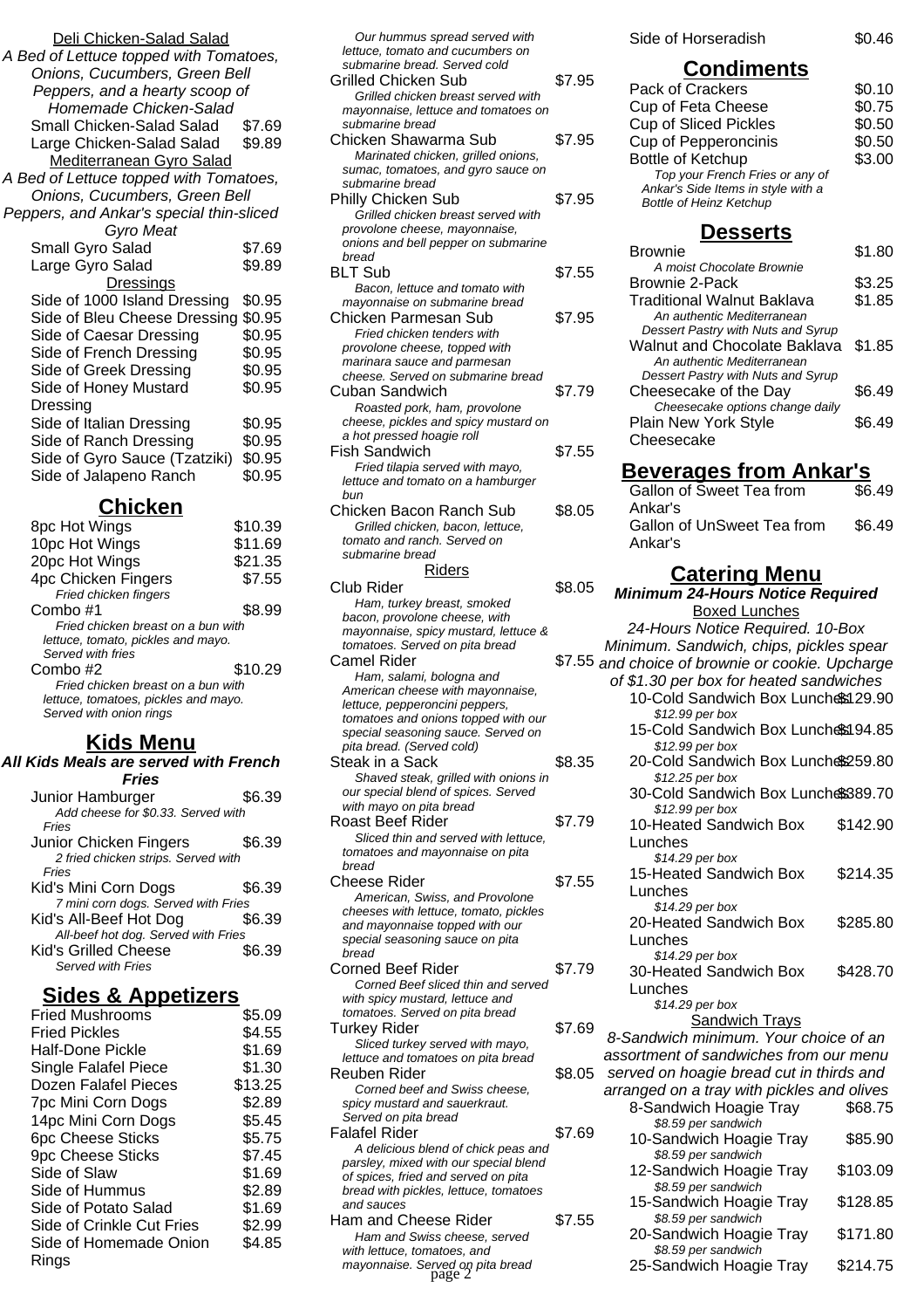### Deli Chicken-Salad Salad

*A Bed of Lettuce topped with Tomatoes, Onions, Cucumbers, Green Bell Peppers, and a hearty scoop of Homemade Chicken-Salad*

| Item | Price |
|---|---|
| Small Chicken-Salad Salad | $7.69 |
| Large Chicken-Salad Salad | $9.89 |

### Mediterranean Gyro Salad

*A Bed of Lettuce topped with Tomatoes, Onions, Cucumbers, Green Bell Peppers, and Ankar's special thin-sliced Gyro Meat*

| Item | Price |
|---|---|
| Small Gyro Salad | $7.69 |
| Large Gyro Salad | $9.89 |

### Dressings

| Item | Price |
|---|---|
| Side of 1000 Island Dressing | $0.95 |
| Side of Bleu Cheese Dressing | $0.95 |
| Side of Caesar Dressing | $0.95 |
| Side of French Dressing | $0.95 |
| Side of Greek Dressing | $0.95 |
| Side of Honey Mustard Dressing | $0.95 |
| Side of Italian Dressing | $0.95 |
| Side of Ranch Dressing | $0.95 |
| Side of Gyro Sauce (Tzatziki) | $0.95 |
| Side of Jalapeno Ranch | $0.95 |

## Chicken

| Item | Price |
|---|---|
| 8pc Hot Wings | $10.39 |
| 10pc Hot Wings | $11.69 |
| 20pc Hot Wings | $21.35 |
| 4pc Chicken Fingers<br>*Fried chicken fingers* | $7.55 |
| Combo #1<br>*Fried chicken breast on a bun with lettuce, tomato, pickles and mayo. Served with fries* | $8.99 |
| Combo #2<br>*Fried chicken breast on a bun with lettuce, tomatoes, pickles and mayo. Served with onion rings* | $10.29 |

## Kids Menu

***All Kids Meals are served with French Fries***

| Item | Price |
|---|---|
| Junior Hamburger<br>*Add cheese for $0.33. Served with Fries* | $6.39 |
| Junior Chicken Fingers<br>*2 fried chicken strips. Served with Fries* | $6.39 |
| Kid's Mini Corn Dogs<br>*7 mini corn dogs. Served with Fries* | $6.39 |
| Kid's All-Beef Hot Dog<br>*All-beef hot dog. Served with Fries* | $6.39 |
| Kid's Grilled Cheese<br>*Served with Fries* | $6.39 |

## Sides & Appetizers

| Item | Price |
|---|---|
| Fried Mushrooms | $5.09 |
| Fried Pickles | $4.55 |
| Half-Done Pickle | $1.69 |
| Single Falafel Piece | $1.30 |
| Dozen Falafel Pieces | $13.25 |
| 7pc Mini Corn Dogs | $2.89 |
| 14pc Mini Corn Dogs | $5.45 |
| 6pc Cheese Sticks | $5.75 |
| 9pc Cheese Sticks | $7.45 |
| Side of Slaw | $1.69 |
| Side of Hummus | $2.89 |
| Side of Potato Salad | $1.69 |
| Side of Crinkle Cut Fries | $2.99 |
| Side of Homemade Onion Rings | $4.85 |

*Our hummus spread served with lettuce, tomato and cucumbers on submarine bread. Served cold*

| Item | Price |
|---|---|
| Grilled Chicken Sub<br>*Grilled chicken breast served with mayonnaise, lettuce and tomatoes on submarine bread* | $7.95 |
| Chicken Shawarma Sub<br>*Marinated chicken, grilled onions, sumac, tomatoes, and gyro sauce on submarine bread* | $7.95 |
| Philly Chicken Sub<br>*Grilled chicken breast served with provolone cheese, mayonnaise, onions and bell pepper on submarine bread* | $7.95 |
| BLT Sub<br>*Bacon, lettuce and tomato with mayonnaise on submarine bread* | $7.55 |
| Chicken Parmesan Sub<br>*Fried chicken tenders with provolone cheese, topped with marinara sauce and parmesan cheese. Served on submarine bread* | $7.95 |
| Cuban Sandwich<br>*Roasted pork, ham, provolone cheese, pickles and spicy mustard on a hot pressed hoagie roll* | $7.79 |
| Fish Sandwich<br>*Fried tilapia served with mayo, lettuce and tomato on a hamburger bun* | $7.55 |
| Chicken Bacon Ranch Sub<br>*Grilled chicken, bacon, lettuce, tomato and ranch. Served on submarine bread* | $8.05 |

### Riders

| Item | Price |
|---|---|
| Club Rider<br>*Ham, turkey breast, smoked bacon, provolone cheese, with mayonnaise, spicy mustard, lettuce & tomatoes. Served on pita bread* | $8.05 |
| Camel Rider<br>*Ham, salami, bologna and American cheese with mayonnaise, lettuce, pepperoncini peppers, tomatoes and onions topped with our special seasoning sauce. Served on pita bread. (Served cold)* | $7.55 |
| Steak in a Sack<br>*Shaved steak, grilled with onions in our special blend of spices. Served with mayo on pita bread* | $8.35 |
| Roast Beef Rider<br>*Sliced thin and served with lettuce, tomatoes and mayonnaise on pita bread* | $7.79 |
| Cheese Rider<br>*American, Swiss, and Provolone cheeses with lettuce, tomato, pickles and mayonnaise topped with our special seasoning sauce on pita bread* | $7.55 |
| Corned Beef Rider<br>*Corned Beef sliced thin and served with spicy mustard, lettuce and tomatoes. Served on pita bread* | $7.79 |
| Turkey Rider<br>*Sliced turkey served with mayo, lettuce and tomatoes on pita bread* | $7.69 |
| Reuben Rider<br>*Corned beef and Swiss cheese, spicy mustard and sauerkraut. Served on pita bread* | $8.05 |
| Falafel Rider<br>*A delicious blend of chick peas and parsley, mixed with our special blend of spices, fried and served on pita bread with pickles, lettuce, tomatoes and sauces* | $7.69 |
| Ham and Cheese Rider<br>*Ham and Swiss cheese, served with lettuce, tomatoes, and mayonnaise. Served on pita bread* | $7.55 |

| Item | Price |
|---|---|
| Side of Horseradish | $0.46 |

## Condiments

| Item | Price |
|---|---|
| Pack of Crackers | $0.10 |
| Cup of Feta Cheese | $0.75 |
| Cup of Sliced Pickles | $0.50 |
| Cup of Pepperoncinis | $0.50 |
| Bottle of Ketchup<br>*Top your French Fries or any of Ankar's Side Items in style with a Bottle of Heinz Ketchup* | $3.00 |

## Desserts

| Item | Price |
|---|---|
| Brownie<br>*A moist Chocolate Brownie* | $1.80 |
| Brownie 2-Pack | $3.25 |
| Traditional Walnut Baklava<br>*An authentic Mediterranean Dessert Pastry with Nuts and Syrup* | $1.85 |
| Walnut and Chocolate Baklava<br>*An authentic Mediterranean Dessert Pastry with Nuts and Syrup* | $1.85 |
| Cheesecake of the Day<br>*Cheesecake options change daily* | $6.49 |
| Plain New York Style Cheesecake | $6.49 |

## Beverages from Ankar's

| Item | Price |
|---|---|
| Gallon of Sweet Tea from Ankar's | $6.49 |
| Gallon of UnSweet Tea from Ankar's | $6.49 |

## Catering Menu

***Minimum 24-Hours Notice Required***

### Boxed Lunches

*24-Hours Notice Required. 10-Box Minimum. Sandwich, chips, pickles spear and choice of brownie or cookie. Upcharge of $1.30 per box for heated sandwiches*

| Item | Price |
|---|---|
| 10-Cold Sandwich Box Lunches<br>*$12.99 per box* | $129.90 |
| 15-Cold Sandwich Box Lunches<br>*$12.99 per box* | $194.85 |
| 20-Cold Sandwich Box Lunches<br>*$12.25 per box* | $259.80 |
| 30-Cold Sandwich Box Lunches<br>*$12.99 per box* | $389.70 |
| 10-Heated Sandwich Box Lunches<br>*$14.29 per box* | $142.90 |
| 15-Heated Sandwich Box Lunches<br>*$14.29 per box* | $214.35 |
| 20-Heated Sandwich Box Lunches<br>*$14.29 per box* | $285.80 |
| 30-Heated Sandwich Box Lunches<br>*$14.29 per box* | $428.70 |

### Sandwich Trays

*8-Sandwich minimum. Your choice of an assortment of sandwiches from our menu served on hoagie bread cut in thirds and arranged on a tray with pickles and olives*

| Item | Price |
|---|---|
| 8-Sandwich Hoagie Tray<br>*$8.59 per sandwich* | $68.75 |
| 10-Sandwich Hoagie Tray<br>*$8.59 per sandwich* | $85.90 |
| 12-Sandwich Hoagie Tray<br>*$8.59 per sandwich* | $103.09 |
| 15-Sandwich Hoagie Tray<br>*$8.59 per sandwich* | $128.85 |
| 20-Sandwich Hoagie Tray<br>*$8.59 per sandwich* | $171.80 |
| 25-Sandwich Hoagie Tray | $214.75 |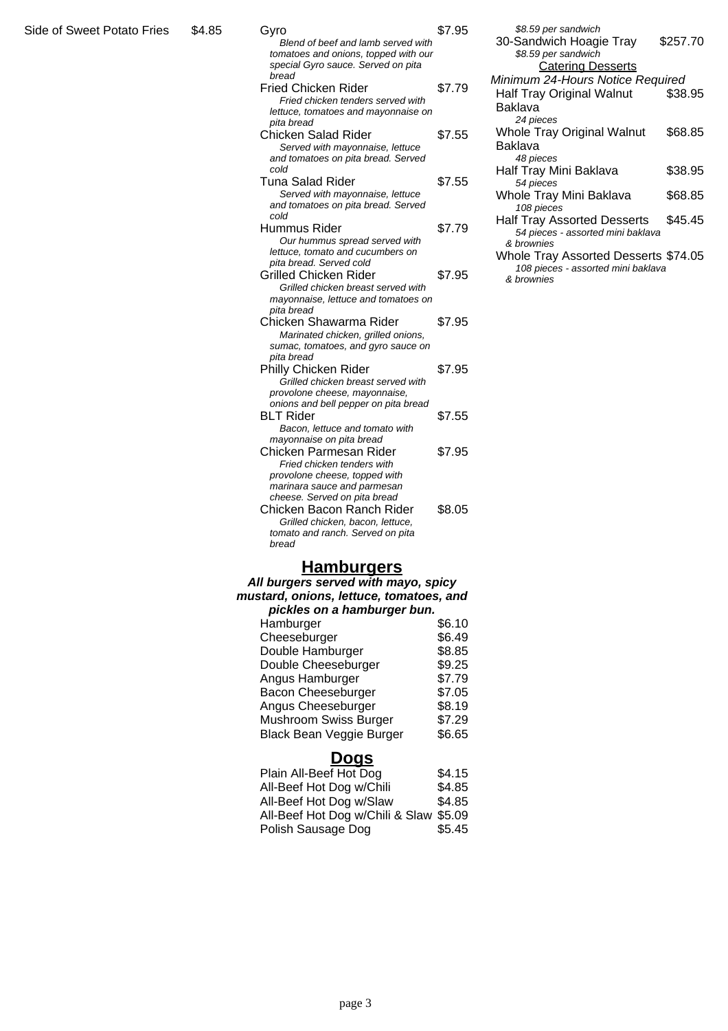Side of Sweet Potato Fries $4.85

Gyro $7.95
*Blend of beef and lamb served with tomatoes and onions, topped with our special Gyro sauce. Served on pita bread*

Fried Chicken Rider $7.79
*Fried chicken tenders served with lettuce, tomatoes and mayonnaise on pita bread*

Chicken Salad Rider $7.55
*Served with mayonnaise, lettuce and tomatoes on pita bread. Served cold*

Tuna Salad Rider $7.55
*Served with mayonnaise, lettuce and tomatoes on pita bread. Served cold*

Hummus Rider $7.79
*Our hummus spread served with lettuce, tomato and cucumbers on pita bread. Served cold*

Grilled Chicken Rider $7.95
*Grilled chicken breast served with mayonnaise, lettuce and tomatoes on pita bread*

Chicken Shawarma Rider $7.95
*Marinated chicken, grilled onions, sumac, tomatoes, and gyro sauce on pita bread*

Philly Chicken Rider $7.95
*Grilled chicken breast served with provolone cheese, mayonnaise, onions and bell pepper on pita bread*

BLT Rider $7.55
*Bacon, lettuce and tomato with mayonnaise on pita bread*

Chicken Parmesan Rider $7.95
*Fried chicken tenders with provolone cheese, topped with marinara sauce and parmesan cheese. Served on pita bread*

Chicken Bacon Ranch Rider $8.05
*Grilled chicken, bacon, lettuce, tomato and ranch. Served on pita bread*

## Hamburgers

***All burgers served with mayo, spicy mustard, onions, lettuce, tomatoes, and pickles on a hamburger bun.***

| | |
|---|---|
| Hamburger | $6.10 |
| Cheeseburger | $6.49 |
| Double Hamburger | $8.85 |
| Double Cheeseburger | $9.25 |
| Angus Hamburger | $7.79 |
| Bacon Cheeseburger | $7.05 |
| Angus Cheeseburger | $8.19 |
| Mushroom Swiss Burger | $7.29 |
| Black Bean Veggie Burger | $6.65 |

## Dogs

| | |
|---|---|
| Plain All-Beef Hot Dog | $4.15 |
| All-Beef Hot Dog w/Chili | $4.85 |
| All-Beef Hot Dog w/Slaw | $4.85 |
| All-Beef Hot Dog w/Chili & Slaw | $5.09 |
| Polish Sausage Dog | $5.45 |

*$8.59 per sandwich*

30-Sandwich Hoagie Tray $257.70
*$8.59 per sandwich*

## Catering Desserts

*Minimum 24-Hours Notice Required*

Half Tray Original Walnut Baklava $38.95
*24 pieces*

Whole Tray Original Walnut Baklava $68.85
*48 pieces*

Half Tray Mini Baklava $38.95
*54 pieces*

Whole Tray Mini Baklava $68.85
*108 pieces*

Half Tray Assorted Desserts $45.45
*54 pieces - assorted mini baklava & brownies*

Whole Tray Assorted Desserts $74.05
*108 pieces - assorted mini baklava & brownies*